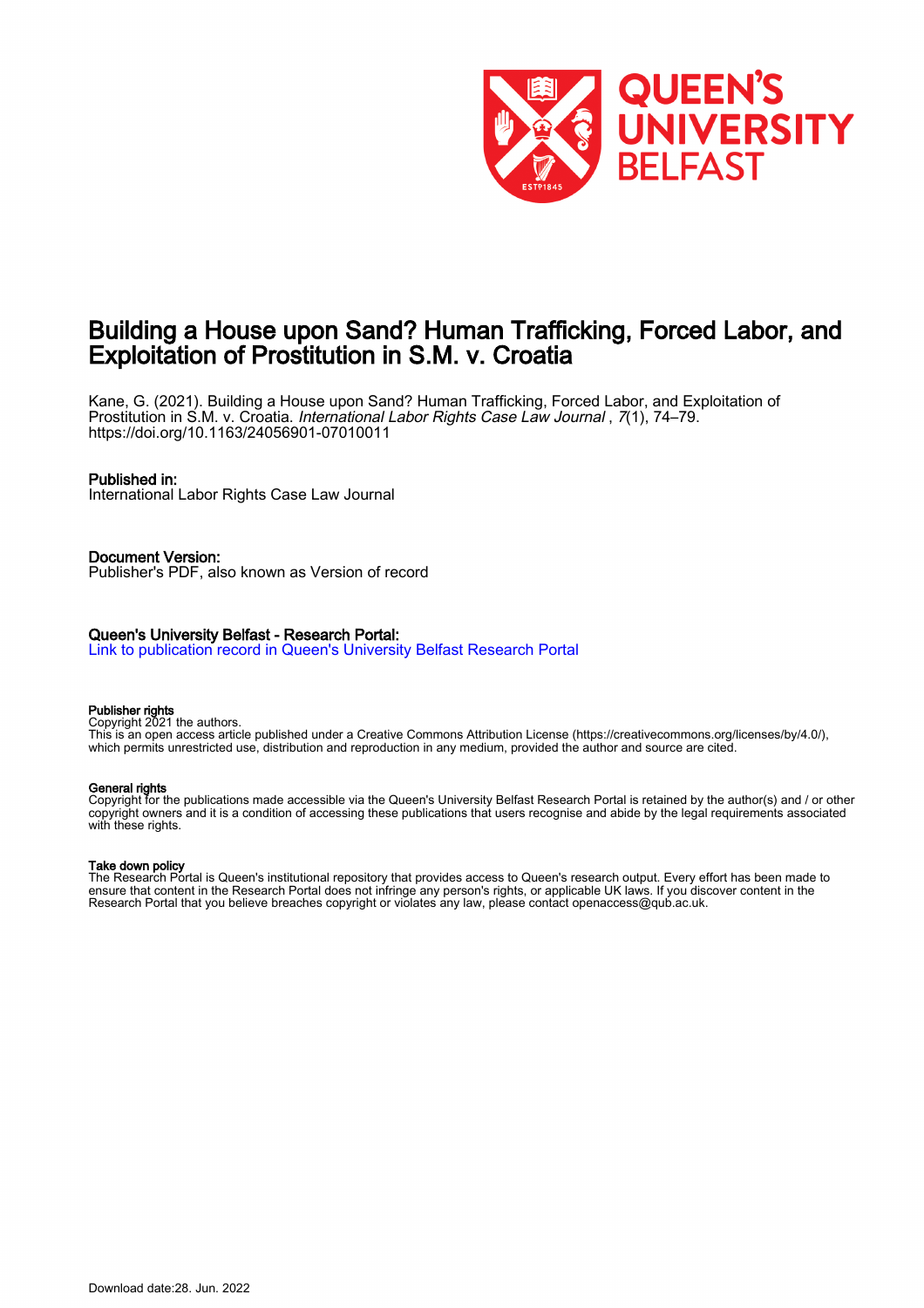# Building a House upon Sand? Human Trafficking, Forced Labor, and Exploitation of Prostitution in S.M. v. Croatia

Kane, G. (2021). Building a House upon Sand? Human Trafficking, Forced Labor, and Exploitation of Prostitution in S.M. v. Croatia. *International Labor Rights Case Law Journal* , *7*(1), 74–79. https://doi.org/10.1163/24056901-07010011

## Published in:

International Labor Rights Case Law Journal

## Document Version:

Publisher's PDF, also known as Version of record

## Queen's University Belfast - Research Portal:

Link to publication record in Queen's University Belfast Research Portal

### Publisher rights

Copyright 2021 the authors.
This is an open access article published under a Creative Commons Attribution License (https://creativecommons.org/licenses/by/4.0/), which permits unrestricted use, distribution and reproduction in any medium, provided the author and source are cited.

### General rights

Copyright for the publications made accessible via the Queen's University Belfast Research Portal is retained by the author(s) and / or other copyright owners and it is a condition of accessing these publications that users recognise and abide by the legal requirements associated with these rights.

### Take down policy

The Research Portal is Queen's institutional repository that provides access to Queen's research output. Every effort has been made to ensure that content in the Research Portal does not infringe any person's rights, or applicable UK laws. If you discover content in the Research Portal that you believe breaches copyright or violates any law, please contact openaccess@qub.ac.uk.

Download date:28. Jun. 2022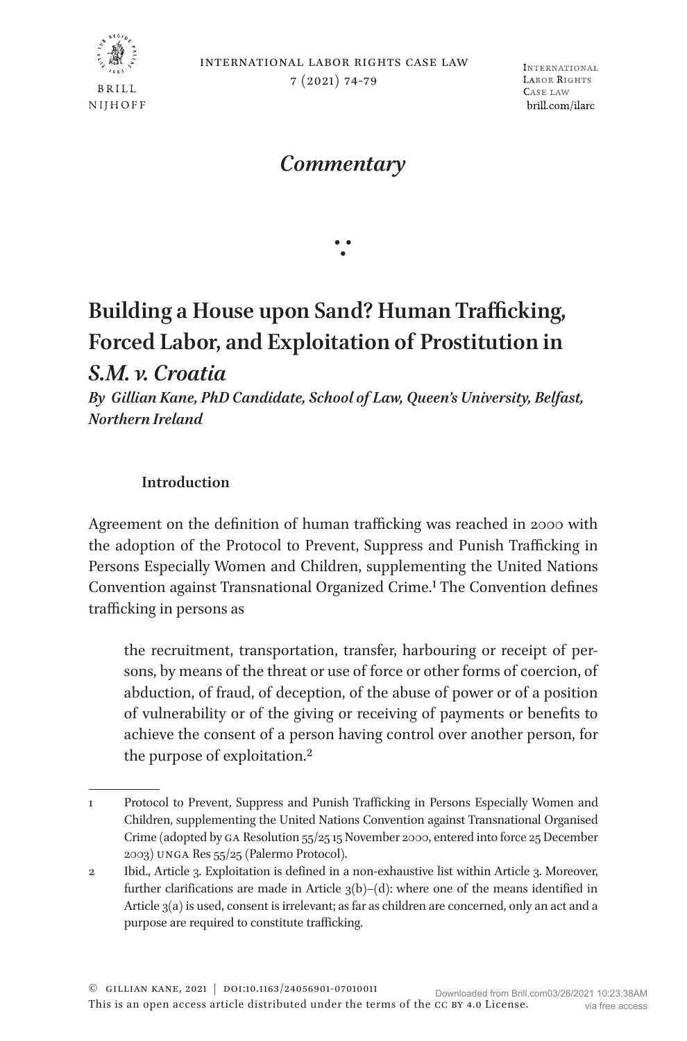## Commentary

# Building a House upon Sand? Human Trafficking, Forced Labor, and Exploitation of Prostitution in *S.M. v. Croatia*

***By Gillian Kane, PhD Candidate, School of Law, Queen's University, Belfast, Northern Ireland***

### Introduction

Agreement on the definition of human trafficking was reached in 2000 with the adoption of the Protocol to Prevent, Suppress and Punish Trafficking in Persons Especially Women and Children, supplementing the United Nations Convention against Transnational Organized Crime.[1] The Convention defines trafficking in persons as

> the recruitment, transportation, transfer, harbouring or receipt of persons, by means of the threat or use of force or other forms of coercion, of abduction, of fraud, of deception, of the abuse of power or of a position of vulnerability or of the giving or receiving of payments or benefits to achieve the consent of a person having control over another person, for the purpose of exploitation.[2]

---

1 Protocol to Prevent, Suppress and Punish Trafficking in Persons Especially Women and Children, supplementing the United Nations Convention against Transnational Organised Crime (adopted by GA Resolution 55/25 15 November 2000, entered into force 25 December 2003) UNGA Res 55/25 (Palermo Protocol).

2 Ibid., Article 3. Exploitation is defined in a non-exhaustive list within Article 3. Moreover, further clarifications are made in Article 3(b)–(d): where one of the means identified in Article 3(a) is used, consent is irrelevant; as far as children are concerned, only an act and a purpose are required to constitute trafficking.

© Gillian Kane, 2021 | DOI:10.1163/24056901-07010011
This is an open access article distributed under the terms of the CC BY 4.0 License.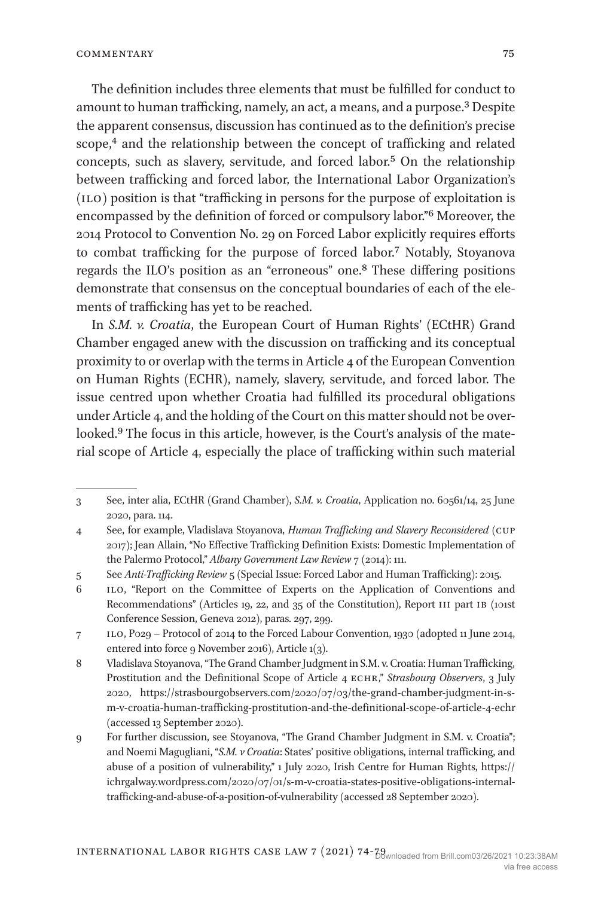The definition includes three elements that must be fulfilled for conduct to amount to human trafficking, namely, an act, a means, and a purpose.[3] Despite the apparent consensus, discussion has continued as to the definition's precise scope,[4] and the relationship between the concept of trafficking and related concepts, such as slavery, servitude, and forced labor.[5] On the relationship between trafficking and forced labor, the International Labor Organization's (ILO) position is that "trafficking in persons for the purpose of exploitation is encompassed by the definition of forced or compulsory labor."[6] Moreover, the 2014 Protocol to Convention No. 29 on Forced Labor explicitly requires efforts to combat trafficking for the purpose of forced labor.[7] Notably, Stoyanova regards the ILO's position as an "erroneous" one.[8] These differing positions demonstrate that consensus on the conceptual boundaries of each of the elements of trafficking has yet to be reached.

In *S.M. v. Croatia*, the European Court of Human Rights' (ECtHR) Grand Chamber engaged anew with the discussion on trafficking and its conceptual proximity to or overlap with the terms in Article 4 of the European Convention on Human Rights (ECHR), namely, slavery, servitude, and forced labor. The issue centred upon whether Croatia had fulfilled its procedural obligations under Article 4, and the holding of the Court on this matter should not be overlooked.[9] The focus in this article, however, is the Court's analysis of the material scope of Article 4, especially the place of trafficking within such material

---

3 See, inter alia, ECtHR (Grand Chamber), *S.M. v. Croatia*, Application no. 60561/14, 25 June 2020, para. 114.

4 See, for example, Vladislava Stoyanova, *Human Trafficking and Slavery Reconsidered* (CUP 2017); Jean Allain, "No Effective Trafficking Definition Exists: Domestic Implementation of the Palermo Protocol," *Albany Government Law Review* 7 (2014): 111.

5 See *Anti-Trafficking Review* 5 (Special Issue: Forced Labor and Human Trafficking): 2015.

6 ILO, "Report on the Committee of Experts on the Application of Conventions and Recommendations" (Articles 19, 22, and 35 of the Constitution), Report III part IB (101st Conference Session, Geneva 2012), paras. 297, 299.

7 ILO, P029 – Protocol of 2014 to the Forced Labour Convention, 1930 (adopted 11 June 2014, entered into force 9 November 2016), Article 1(3).

8 Vladislava Stoyanova, "The Grand Chamber Judgment in S.M. v. Croatia: Human Trafficking, Prostitution and the Definitional Scope of Article 4 ECHR," *Strasbourg Observers*, 3 July 2020, https://strasbourgobservers.com/2020/07/03/the-grand-chamber-judgment-in-s-m-v-croatia-human-trafficking-prostitution-and-the-definitional-scope-of-article-4-echr (accessed 13 September 2020).

9 For further discussion, see Stoyanova, "The Grand Chamber Judgment in S.M. v. Croatia"; and Noemi Magugliani, "*S.M. v Croatia*: States' positive obligations, internal trafficking, and abuse of a position of vulnerability," 1 July 2020, Irish Centre for Human Rights, https://ichrgalway.wordpress.com/2020/07/01/s-m-v-croatia-states-positive-obligations-internal-trafficking-and-abuse-of-a-position-of-vulnerability (accessed 28 September 2020).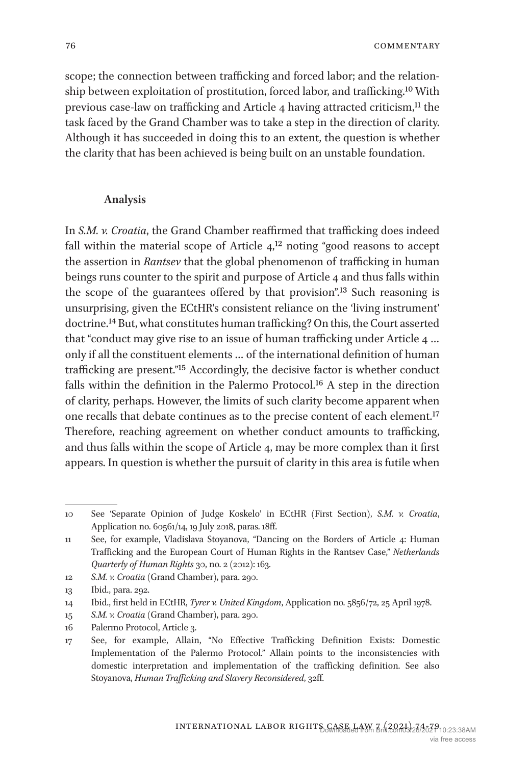scope; the connection between trafficking and forced labor; and the relationship between exploitation of prostitution, forced labor, and trafficking.[10] With previous case-law on trafficking and Article 4 having attracted criticism,[11] the task faced by the Grand Chamber was to take a step in the direction of clarity. Although it has succeeded in doing this to an extent, the question is whether the clarity that has been achieved is being built on an unstable foundation.

## Analysis

In *S.M. v. Croatia*, the Grand Chamber reaffirmed that trafficking does indeed fall within the material scope of Article 4,[12] noting "good reasons to accept the assertion in *Rantsev* that the global phenomenon of trafficking in human beings runs counter to the spirit and purpose of Article 4 and thus falls within the scope of the guarantees offered by that provision".[13] Such reasoning is unsurprising, given the ECtHR's consistent reliance on the 'living instrument' doctrine.[14] But, what constitutes human trafficking? On this, the Court asserted that "conduct may give rise to an issue of human trafficking under Article 4 … only if all the constituent elements … of the international definition of human trafficking are present."[15] Accordingly, the decisive factor is whether conduct falls within the definition in the Palermo Protocol.[16] A step in the direction of clarity, perhaps. However, the limits of such clarity become apparent when one recalls that debate continues as to the precise content of each element.[17] Therefore, reaching agreement on whether conduct amounts to trafficking, and thus falls within the scope of Article 4, may be more complex than it first appears. In question is whether the pursuit of clarity in this area is futile when

---

10 See 'Separate Opinion of Judge Koskelo' in ECtHR (First Section), *S.M. v. Croatia*, Application no. 60561/14, 19 July 2018, paras. 18ff.

11 See, for example, Vladislava Stoyanova, "Dancing on the Borders of Article 4: Human Trafficking and the European Court of Human Rights in the Rantsev Case," *Netherlands Quarterly of Human Rights* 30, no. 2 (2012): 163.

12 *S.M. v. Croatia* (Grand Chamber), para. 290.

13 Ibid., para. 292.

14 Ibid., first held in ECtHR, *Tyrer v. United Kingdom*, Application no. 5856/72, 25 April 1978.

15 *S.M. v. Croatia* (Grand Chamber), para. 290.

16 Palermo Protocol, Article 3.

17 See, for example, Allain, "No Effective Trafficking Definition Exists: Domestic Implementation of the Palermo Protocol." Allain points to the inconsistencies with domestic interpretation and implementation of the trafficking definition. See also Stoyanova, *Human Trafficking and Slavery Reconsidered*, 32ff.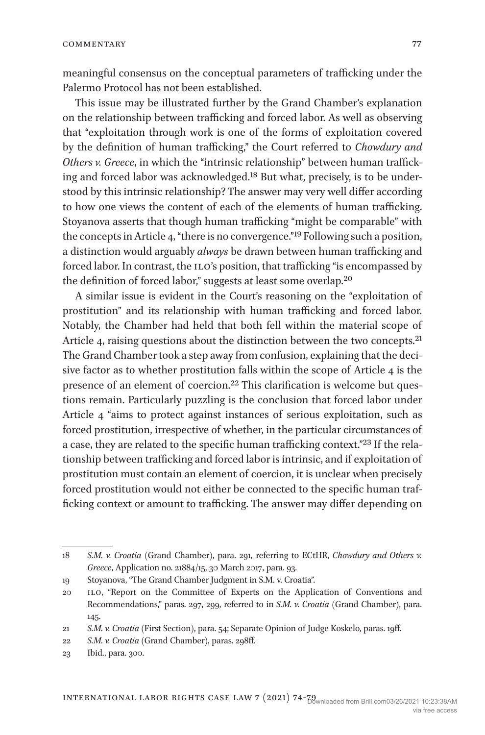meaningful consensus on the conceptual parameters of trafficking under the Palermo Protocol has not been established.

This issue may be illustrated further by the Grand Chamber's explanation on the relationship between trafficking and forced labor. As well as observing that "exploitation through work is one of the forms of exploitation covered by the definition of human trafficking," the Court referred to *Chowdury and Others v. Greece*, in which the "intrinsic relationship" between human trafficking and forced labor was acknowledged.[18] But what, precisely, is to be understood by this intrinsic relationship? The answer may very well differ according to how one views the content of each of the elements of human trafficking. Stoyanova asserts that though human trafficking "might be comparable" with the concepts in Article 4, "there is no convergence."[19] Following such a position, a distinction would arguably *always* be drawn between human trafficking and forced labor. In contrast, the ILO's position, that trafficking "is encompassed by the definition of forced labor," suggests at least some overlap.[20]

A similar issue is evident in the Court's reasoning on the "exploitation of prostitution" and its relationship with human trafficking and forced labor. Notably, the Chamber had held that both fell within the material scope of Article 4, raising questions about the distinction between the two concepts.[21] The Grand Chamber took a step away from confusion, explaining that the decisive factor as to whether prostitution falls within the scope of Article 4 is the presence of an element of coercion.[22] This clarification is welcome but questions remain. Particularly puzzling is the conclusion that forced labor under Article 4 "aims to protect against instances of serious exploitation, such as forced prostitution, irrespective of whether, in the particular circumstances of a case, they are related to the specific human trafficking context."[23] If the relationship between trafficking and forced labor is intrinsic, and if exploitation of prostitution must contain an element of coercion, it is unclear when precisely forced prostitution would not either be connected to the specific human trafficking context or amount to trafficking. The answer may differ depending on

---

18 *S.M. v. Croatia* (Grand Chamber), para. 291, referring to ECtHR, *Chowdury and Others v. Greece*, Application no. 21884/15, 30 March 2017, para. 93.

19 Stoyanova, "The Grand Chamber Judgment in S.M. v. Croatia".

20 ILO, "Report on the Committee of Experts on the Application of Conventions and Recommendations," paras. 297, 299, referred to in *S.M. v. Croatia* (Grand Chamber), para. 145.

21 *S.M. v. Croatia* (First Section), para. 54; Separate Opinion of Judge Koskelo, paras. 19ff.

22 *S.M. v. Croatia* (Grand Chamber), paras. 298ff.

23 Ibid., para. 300.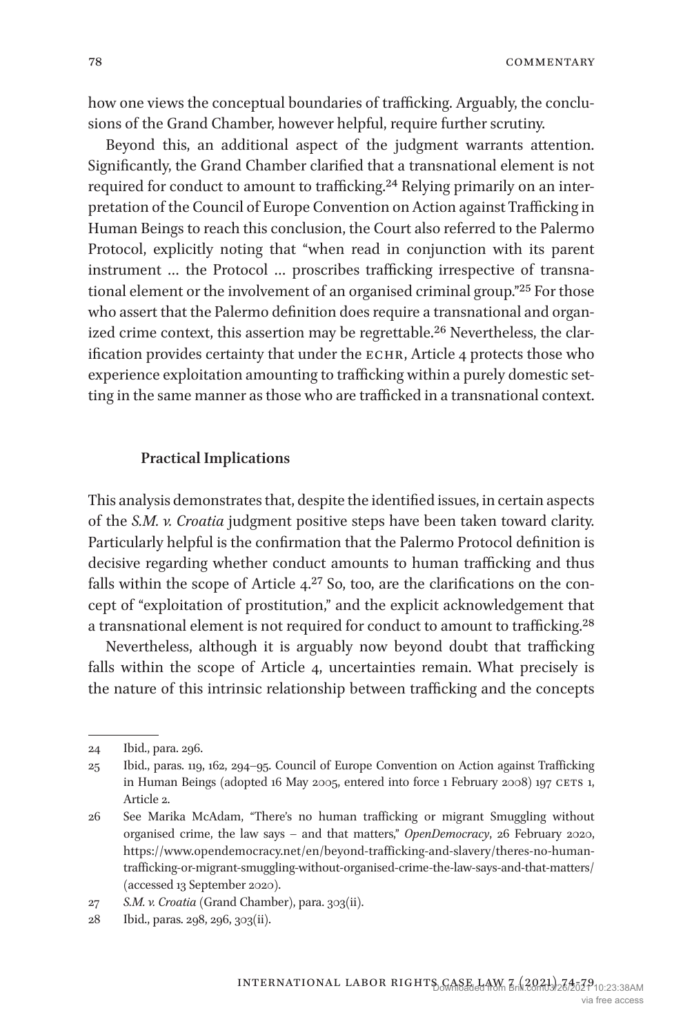how one views the conceptual boundaries of trafficking. Arguably, the conclusions of the Grand Chamber, however helpful, require further scrutiny.

Beyond this, an additional aspect of the judgment warrants attention. Significantly, the Grand Chamber clarified that a transnational element is not required for conduct to amount to trafficking.[24] Relying primarily on an interpretation of the Council of Europe Convention on Action against Trafficking in Human Beings to reach this conclusion, the Court also referred to the Palermo Protocol, explicitly noting that "when read in conjunction with its parent instrument … the Protocol … proscribes trafficking irrespective of transnational element or the involvement of an organised criminal group."[25] For those who assert that the Palermo definition does require a transnational and organized crime context, this assertion may be regrettable.[26] Nevertheless, the clarification provides certainty that under the ECHR, Article 4 protects those who experience exploitation amounting to trafficking within a purely domestic setting in the same manner as those who are trafficked in a transnational context.

## Practical Implications

This analysis demonstrates that, despite the identified issues, in certain aspects of the *S.M. v. Croatia* judgment positive steps have been taken toward clarity. Particularly helpful is the confirmation that the Palermo Protocol definition is decisive regarding whether conduct amounts to human trafficking and thus falls within the scope of Article 4.[27] So, too, are the clarifications on the concept of "exploitation of prostitution," and the explicit acknowledgement that a transnational element is not required for conduct to amount to trafficking.[28]

Nevertheless, although it is arguably now beyond doubt that trafficking falls within the scope of Article 4, uncertainties remain. What precisely is the nature of this intrinsic relationship between trafficking and the concepts

---

24 Ibid., para. 296.

25 Ibid., paras. 119, 162, 294–95. Council of Europe Convention on Action against Trafficking in Human Beings (adopted 16 May 2005, entered into force 1 February 2008) 197 CETS 1, Article 2.

26 See Marika McAdam, "There's no human trafficking or migrant Smuggling without organised crime, the law says – and that matters," *OpenDemocracy*, 26 February 2020, https://www.opendemocracy.net/en/beyond-trafficking-and-slavery/theres-no-human-trafficking-or-migrant-smuggling-without-organised-crime-the-law-says-and-that-matters/ (accessed 13 September 2020).

27 *S.M. v. Croatia* (Grand Chamber), para. 303(ii).

28 Ibid., paras. 298, 296, 303(ii).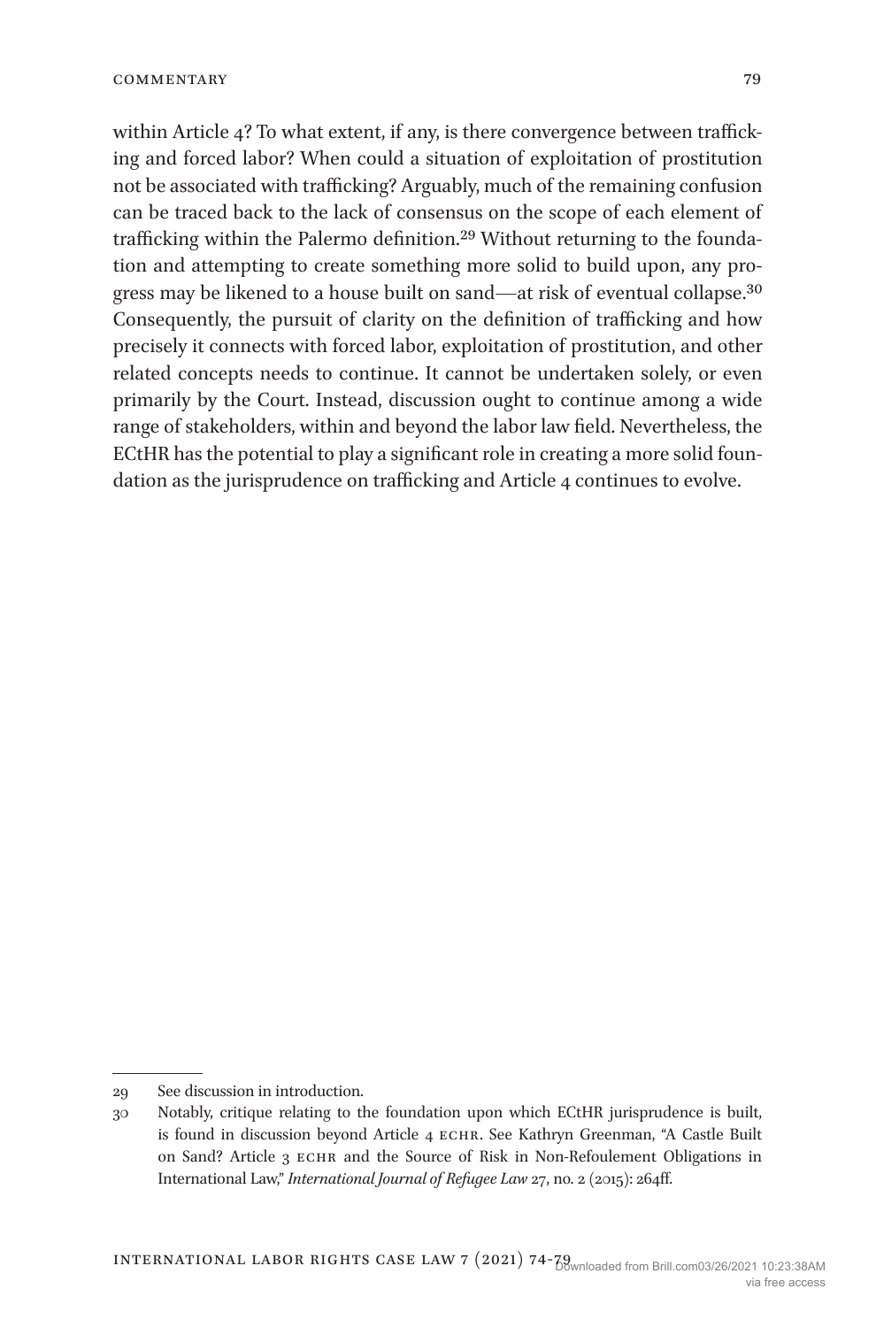within Article 4? To what extent, if any, is there convergence between trafficking and forced labor? When could a situation of exploitation of prostitution not be associated with trafficking? Arguably, much of the remaining confusion can be traced back to the lack of consensus on the scope of each element of trafficking within the Palermo definition.[29] Without returning to the foundation and attempting to create something more solid to build upon, any progress may be likened to a house built on sand—at risk of eventual collapse.[30] Consequently, the pursuit of clarity on the definition of trafficking and how precisely it connects with forced labor, exploitation of prostitution, and other related concepts needs to continue. It cannot be undertaken solely, or even primarily by the Court. Instead, discussion ought to continue among a wide range of stakeholders, within and beyond the labor law field. Nevertheless, the ECtHR has the potential to play a significant role in creating a more solid foundation as the jurisprudence on trafficking and Article 4 continues to evolve.

---

29 See discussion in introduction.

30 Notably, critique relating to the foundation upon which ECtHR jurisprudence is built, is found in discussion beyond Article 4 ECHR. See Kathryn Greenman, "A Castle Built on Sand? Article 3 ECHR and the Source of Risk in Non-Refoulement Obligations in International Law," *International Journal of Refugee Law* 27, no. 2 (2015): 264ff.